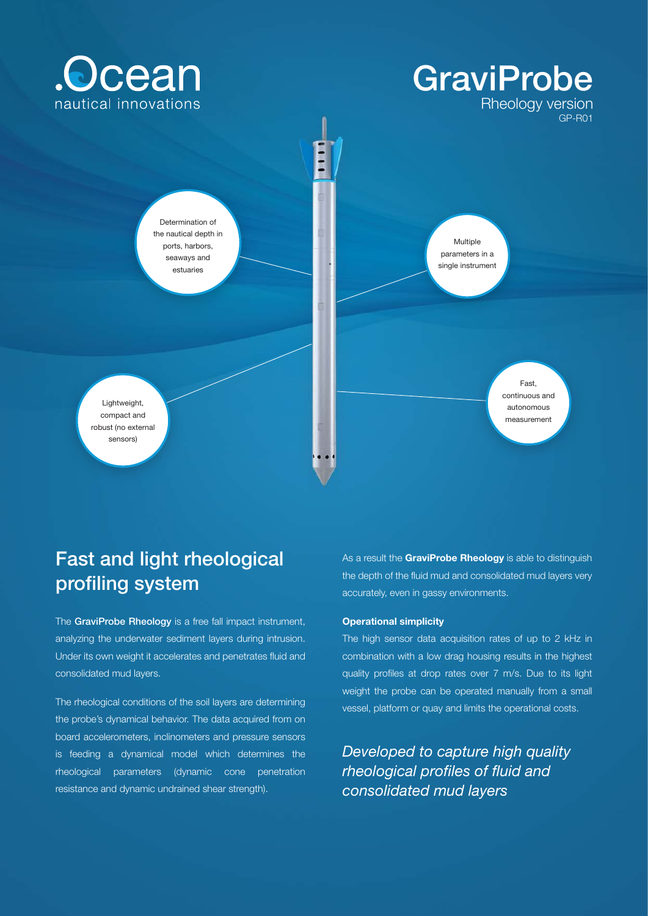.Ocean
nautical innovations

# GraviProbe

Rheology version
GP-R01

Determination of the nautical depth in ports, harbors, seaways and estuaries

Multiple parameters in a single instrument

Lightweight, compact and robust (no external sensors)

Fast, continuous and autonomous measurement

## Fast and light rheological profiling system

The **GraviProbe Rheology** is a free fall impact instrument, analyzing the underwater sediment layers during intrusion. Under its own weight it accelerates and penetrates fluid and consolidated mud layers.

The rheological conditions of the soil layers are determining the probe's dynamical behavior. The data acquired from on board accelerometers, inclinometers and pressure sensors is feeding a dynamical model which determines the rheological parameters (dynamic cone penetration resistance and dynamic undrained shear strength).

As a result the **GraviProbe Rheology** is able to distinguish the depth of the fluid mud and consolidated mud layers very accurately, even in gassy environments.

**Operational simplicity**

The high sensor data acquisition rates of up to 2 kHz in combination with a low drag housing results in the highest quality profiles at drop rates over 7 m/s. Due to its light weight the probe can be operated manually from a small vessel, platform or quay and limits the operational costs.

*Developed to capture high quality rheological profiles of fluid and consolidated mud layers*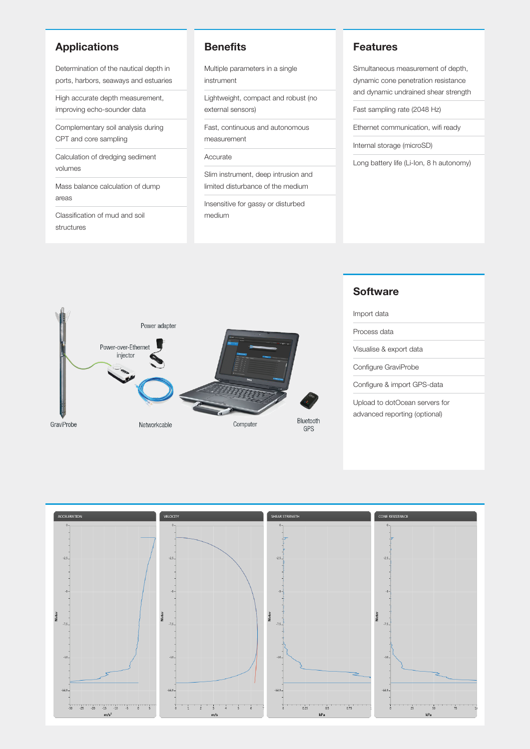## Applications

- Determination of the nautical depth in ports, harbors, seaways and estuaries
- High accurate depth measurement, improving echo-sounder data
- Complementary soil analysis during CPT and core sampling
- Calculation of dredging sediment volumes
- Mass balance calculation of dump areas
- Classification of mud and soil structures

## Benefits

- Multiple parameters in a single instrument
- Lightweight, compact and robust (no external sensors)
- Fast, continuous and autonomous measurement
- Accurate
- Slim instrument, deep intrusion and limited disturbance of the medium
- Insensitive for gassy or disturbed medium

## Features

- Simultaneous measurement of depth, dynamic cone penetration resistance and dynamic undrained shear strength
- Fast sampling rate (2048 Hz)
- Ethernet communication, wifi ready
- Internal storage (microSD)
- Long battery life (Li-Ion, 8 h autonomy)

GraviProbe, Power-over-Ethernet injector, Power adapter, Networkcable, Computer, Bluetooth GPS

## Software

- Import data
- Process data
- Visualise & export data
- Configure GraviProbe
- Configure & import GPS-data
- Upload to dotOcean servers for advanced reporting (optional)

ACCELERATION | VELOCITY | SHEAR STRENGTH | CONE RESISTANCE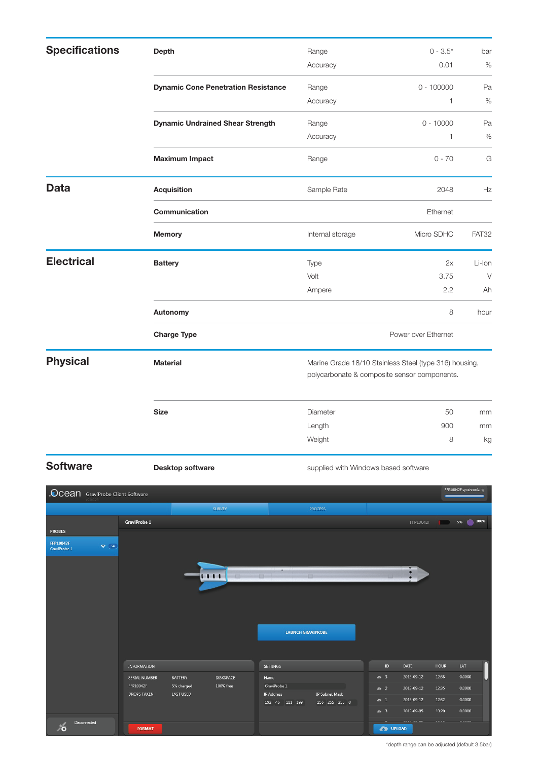## Specifications

| | | | | |
|---|---|---|---|---|
| **Depth** | Range | 0 - 3.5* | bar |
| | Accuracy | 0.01 | % |
| **Dynamic Cone Penetration Resistance** | Range | 0 - 100000 | Pa |
| | Accuracy | 1 | % |
| **Dynamic Undrained Shear Strength** | Range | 0 - 10000 | Pa |
| | Accuracy | 1 | % |
| **Maximum Impact** | Range | 0 - 70 | G |

## Data

| | | | |
|---|---|---|---|
| **Acquisition** | Sample Rate | 2048 | Hz |
| **Communication** | | Ethernet | |
| **Memory** | Internal storage | Micro SDHC | FAT32 |

## Electrical

| | | | |
|---|---|---|---|
| **Battery** | Type | 2x | Li-Ion |
| | Volt | 3.75 | V |
| | Ampere | 2.2 | Ah |
| **Autonomy** | | 8 | hour |
| **Charge Type** | | Power over Ethernet | |

## Physical

| | | | |
|---|---|---|---|
| **Material** | Marine Grade 18/10 Stainless Steel (type 316) housing, polycarbonate & composite sensor components. | | |
| **Size** | Diameter | 50 | mm |
| | Length | 900 | mm |
| | Weight | 8 | kg |

## Software

| | |
|---|---|
| **Desktop software** | supplied with Windows based software |

*depth range can be adjusted (default 3.5bar)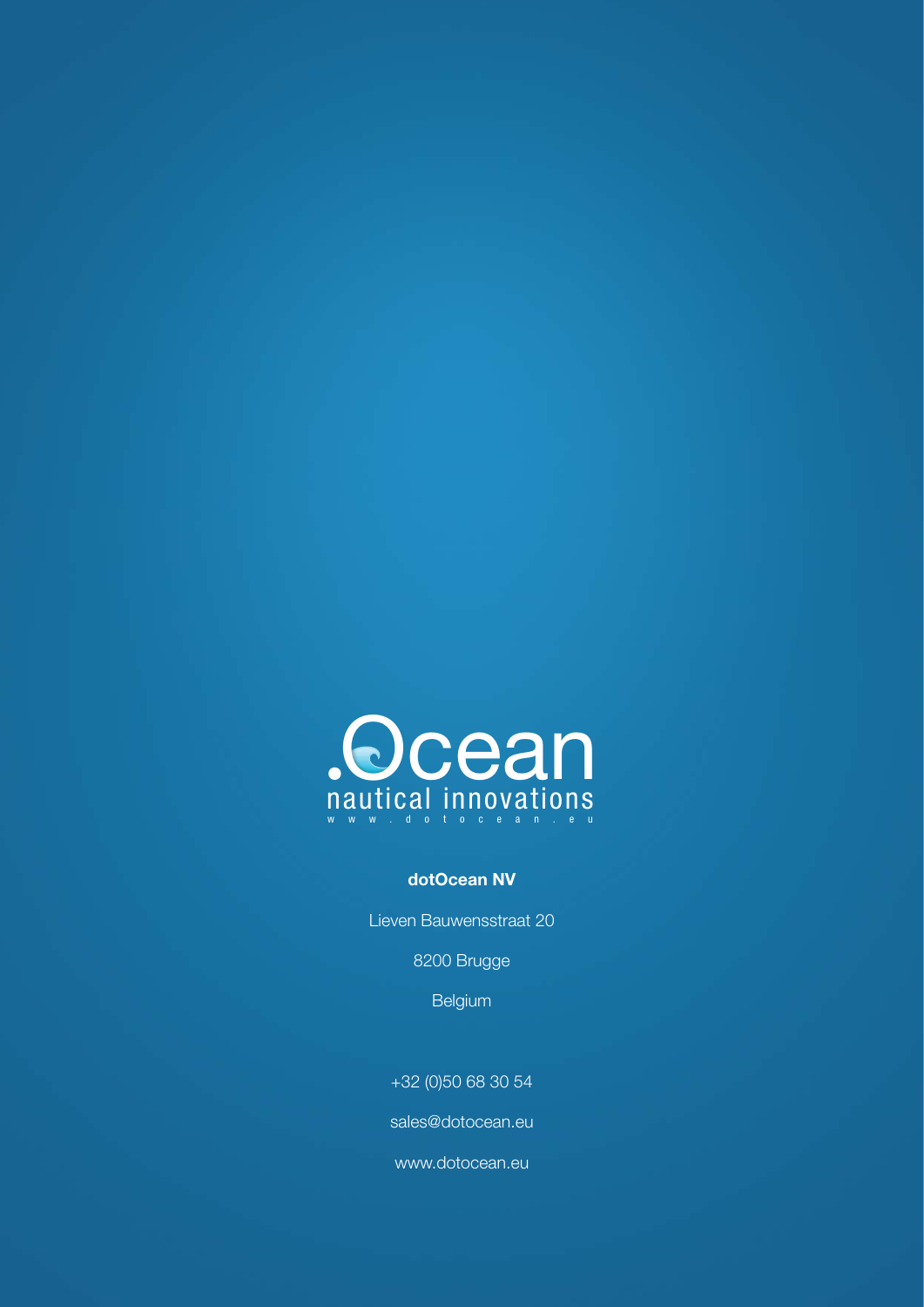.Ocean
nautical innovations
www.dotocean.eu

**dotOcean NV**

Lieven Bauwensstraat 20

8200 Brugge

Belgium

+32 (0)50 68 30 54

sales@dotocean.eu

www.dotocean.eu